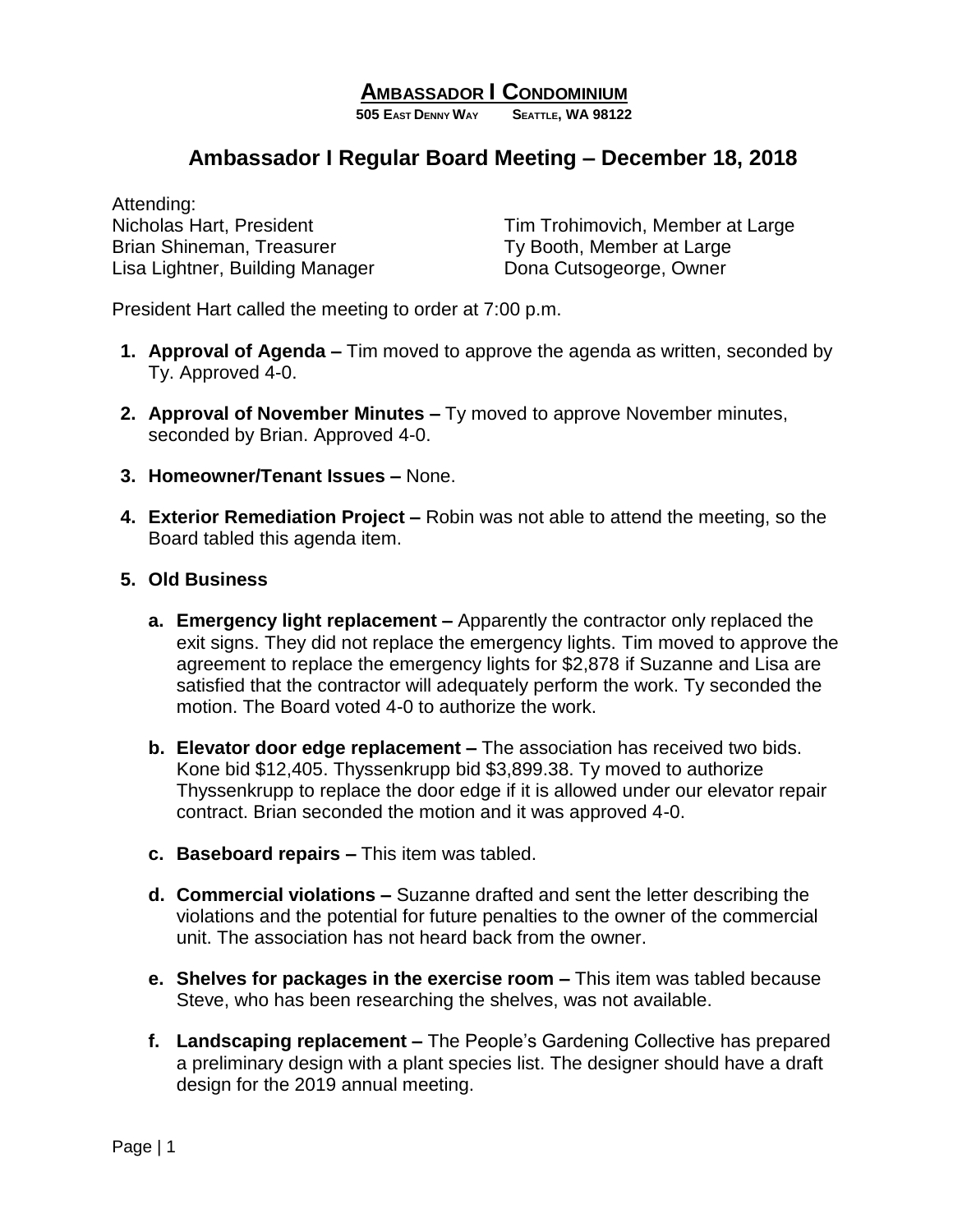# Ambassador I Condominium

**505 East Denny Way Seattle, WA 98122**

## Ambassador I Regular Board Meeting – December 18, 2018

Attending:

Nicholas Hart, President
Brian Shineman, Treasurer
Lisa Lightner, Building Manager
Tim Trohimovich, Member at Large
Ty Booth, Member at Large
Dona Cutsogeorge, Owner

President Hart called the meeting to order at 7:00 p.m.

1. **Approval of Agenda –** Tim moved to approve the agenda as written, seconded by Ty. Approved 4-0.

2. **Approval of November Minutes –** Ty moved to approve November minutes, seconded by Brian. Approved 4-0.

3. **Homeowner/Tenant Issues –** None.

4. **Exterior Remediation Project –** Robin was not able to attend the meeting, so the Board tabled this agenda item.

5. **Old Business**

   a. **Emergency light replacement –** Apparently the contractor only replaced the exit signs. They did not replace the emergency lights. Tim moved to approve the agreement to replace the emergency lights for $2,878 if Suzanne and Lisa are satisfied that the contractor will adequately perform the work. Ty seconded the motion. The Board voted 4-0 to authorize the work.

   b. **Elevator door edge replacement –** The association has received two bids. Kone bid $12,405. Thyssenkrupp bid $3,899.38. Ty moved to authorize Thyssenkrupp to replace the door edge if it is allowed under our elevator repair contract. Brian seconded the motion and it was approved 4-0.

   c. **Baseboard repairs –** This item was tabled.

   d. **Commercial violations –** Suzanne drafted and sent the letter describing the violations and the potential for future penalties to the owner of the commercial unit. The association has not heard back from the owner.

   e. **Shelves for packages in the exercise room –** This item was tabled because Steve, who has been researching the shelves, was not available.

   f. **Landscaping replacement –** The People's Gardening Collective has prepared a preliminary design with a plant species list. The designer should have a draft design for the 2019 annual meeting.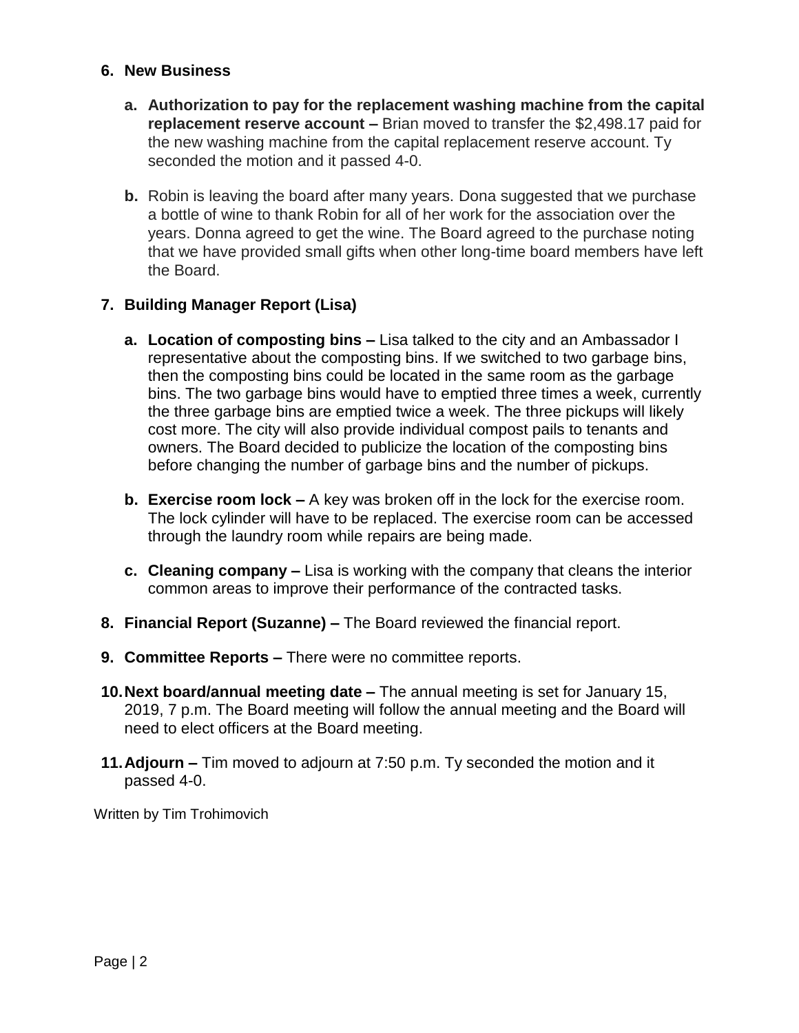6. **New Business**

   a. **Authorization to pay for the replacement washing machine from the capital replacement reserve account –** Brian moved to transfer the $2,498.17 paid for the new washing machine from the capital replacement reserve account. Ty seconded the motion and it passed 4-0.

   b. Robin is leaving the board after many years. Dona suggested that we purchase a bottle of wine to thank Robin for all of her work for the association over the years. Donna agreed to get the wine. The Board agreed to the purchase noting that we have provided small gifts when other long-time board members have left the Board.

7. **Building Manager Report (Lisa)**

   a. **Location of composting bins –** Lisa talked to the city and an Ambassador I representative about the composting bins. If we switched to two garbage bins, then the composting bins could be located in the same room as the garbage bins. The two garbage bins would have to emptied three times a week, currently the three garbage bins are emptied twice a week. The three pickups will likely cost more. The city will also provide individual compost pails to tenants and owners. The Board decided to publicize the location of the composting bins before changing the number of garbage bins and the number of pickups.

   b. **Exercise room lock –** A key was broken off in the lock for the exercise room. The lock cylinder will have to be replaced. The exercise room can be accessed through the laundry room while repairs are being made.

   c. **Cleaning company –** Lisa is working with the company that cleans the interior common areas to improve their performance of the contracted tasks.

8. **Financial Report (Suzanne) –** The Board reviewed the financial report.

9. **Committee Reports –** There were no committee reports.

10. **Next board/annual meeting date –** The annual meeting is set for January 15, 2019, 7 p.m. The Board meeting will follow the annual meeting and the Board will need to elect officers at the Board meeting.

11. **Adjourn –** Tim moved to adjourn at 7:50 p.m. Ty seconded the motion and it passed 4-0.

Written by Tim Trohimovich